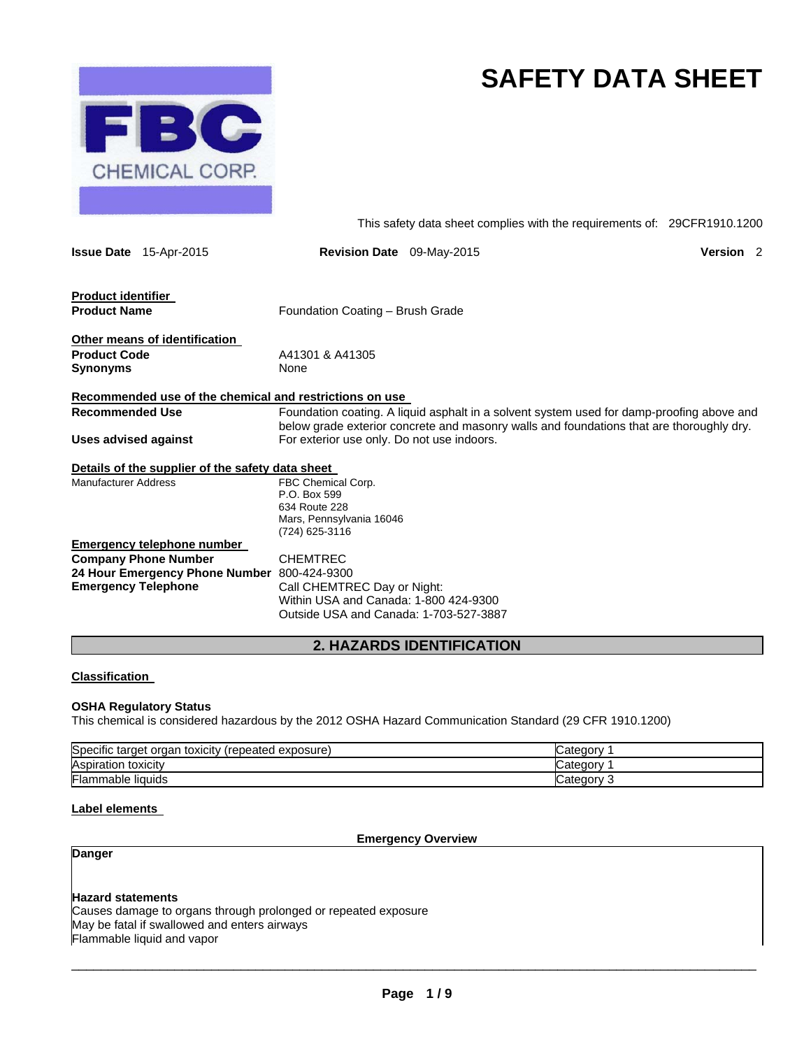# SAFETY DATA SHEET

FBC CHEMICAL CORP.

This safety data sheet complies with the requirements of: 29CFR1910.1200

**Issue Date** 15-Apr-2015 **Revision Date** 09-May-2015 **Version** 2

**Product identifier**

**Product Name** Foundation Coating – Brush Grade

**Other means of identification**

**Product Code** A41301 & A41305

**Synonyms** None

**Recommended use of the chemical and restrictions on use**

**Recommended Use** Foundation coating. A liquid asphalt in a solvent system used for damp-proofing above and below grade exterior concrete and masonry walls and foundations that are thoroughly dry.

**Uses advised against** For exterior use only. Do not use indoors.

**Details of the supplier of the safety data sheet**

Manufacturer Address
FBC Chemical Corp.
P.O. Box 599
634 Route 228
Mars, Pennsylvania 16046
(724) 625-3116

**Emergency telephone number**

**Company Phone Number** CHEMTREC

**24 Hour Emergency Phone Number** 800-424-9300

**Emergency Telephone**
Call CHEMTREC Day or Night:
Within USA and Canada: 1-800 424-9300
Outside USA and Canada: 1-703-527-3887

## 2. HAZARDS IDENTIFICATION

**Classification**

**OSHA Regulatory Status**

This chemical is considered hazardous by the 2012 OSHA Hazard Communication Standard (29 CFR 1910.1200)

| | |
|---|---|
| Specific target organ toxicity (repeated exposure) | Category 1 |
| Aspiration toxicity | Category 1 |
| Flammable liquids | Category 3 |

**Label elements**

**Emergency Overview**

**Danger**

**Hazard statements**

Causes damage to organs through prolonged or repeated exposure

May be fatal if swallowed and enters airways

Flammable liquid and vapor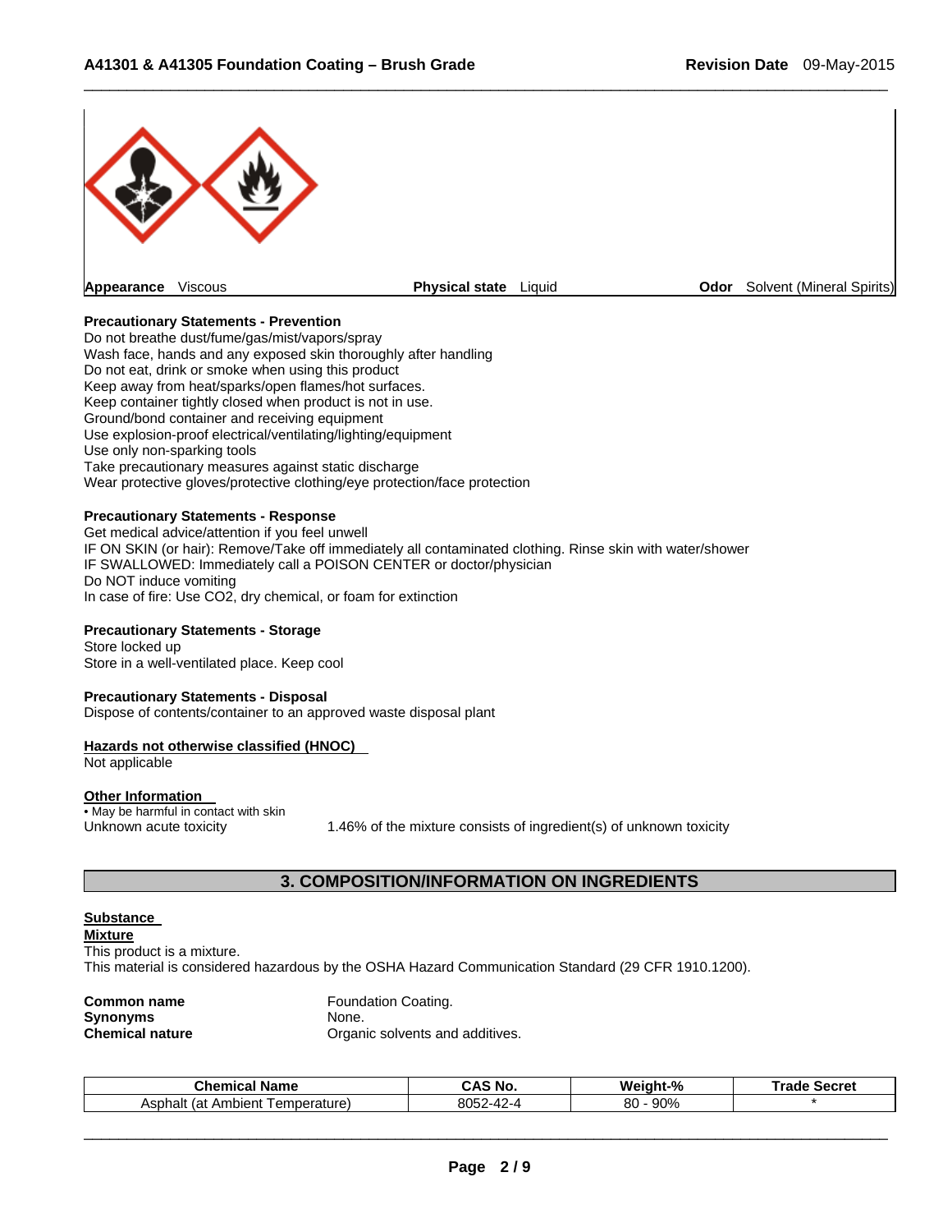**Appearance** Viscous **Physical state** Liquid **Odor** Solvent (Mineral Spirits)

**Precautionary Statements - Prevention**
Do not breathe dust/fume/gas/mist/vapors/spray
Wash face, hands and any exposed skin thoroughly after handling
Do not eat, drink or smoke when using this product
Keep away from heat/sparks/open flames/hot surfaces.
Keep container tightly closed when product is not in use.
Ground/bond container and receiving equipment
Use explosion-proof electrical/ventilating/lighting/equipment
Use only non-sparking tools
Take precautionary measures against static discharge
Wear protective gloves/protective clothing/eye protection/face protection

**Precautionary Statements - Response**
Get medical advice/attention if you feel unwell
IF ON SKIN (or hair): Remove/Take off immediately all contaminated clothing. Rinse skin with water/shower
IF SWALLOWED: Immediately call a POISON CENTER or doctor/physician
Do NOT induce vomiting
In case of fire: Use CO2, dry chemical, or foam for extinction

**Precautionary Statements - Storage**
Store locked up
Store in a well-ventilated place. Keep cool

**Precautionary Statements - Disposal**
Dispose of contents/container to an approved waste disposal plant

**Hazards not otherwise classified (HNOC)**
Not applicable

**Other Information**
• May be harmful in contact with skin
Unknown acute toxicity 1.46% of the mixture consists of ingredient(s) of unknown toxicity

## 3. COMPOSITION/INFORMATION ON INGREDIENTS

**Substance**
**Mixture**
This product is a mixture.
This material is considered hazardous by the OSHA Hazard Communication Standard (29 CFR 1910.1200).

**Common name** Foundation Coating.
**Synonyms** None.
**Chemical nature** Organic solvents and additives.

| Chemical Name | CAS No. | Weight-% | Trade Secret |
|---|---|---|---|
| Asphalt (at Ambient Temperature) | 8052-42-4 | 80 - 90% | * |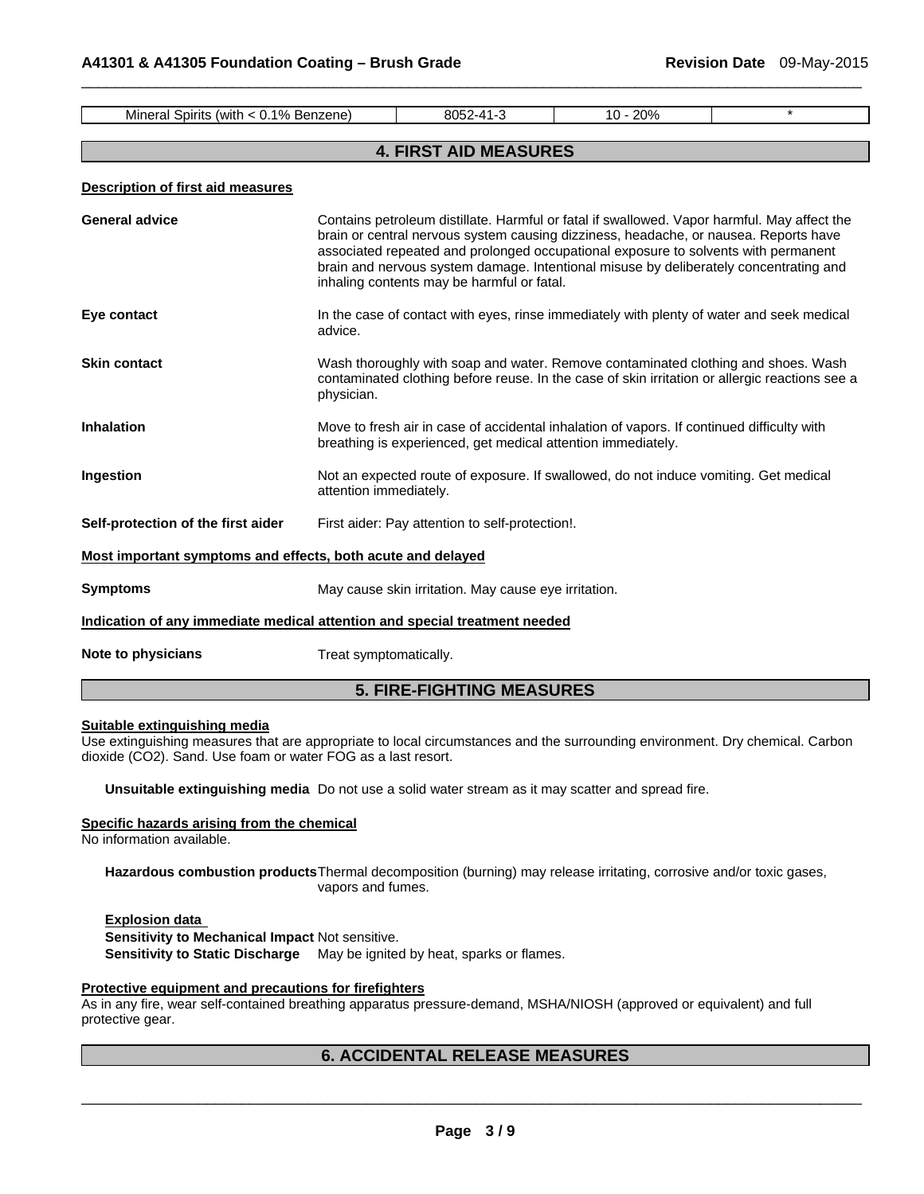| Mineral Spirits (with < 0.1% Benzene) | 8052-41-3 | 10 - 20% | * |
|---|---|---|---|

## 4. FIRST AID MEASURES

**Description of first aid measures**

**General advice** Contains petroleum distillate. Harmful or fatal if swallowed. Vapor harmful. May affect the brain or central nervous system causing dizziness, headache, or nausea. Reports have associated repeated and prolonged occupational exposure to solvents with permanent brain and nervous system damage. Intentional misuse by deliberately concentrating and inhaling contents may be harmful or fatal.

**Eye contact** In the case of contact with eyes, rinse immediately with plenty of water and seek medical advice.

**Skin contact** Wash thoroughly with soap and water. Remove contaminated clothing and shoes. Wash contaminated clothing before reuse. In the case of skin irritation or allergic reactions see a physician.

**Inhalation** Move to fresh air in case of accidental inhalation of vapors. If continued difficulty with breathing is experienced, get medical attention immediately.

**Ingestion** Not an expected route of exposure. If swallowed, do not induce vomiting. Get medical attention immediately.

**Self-protection of the first aider** First aider: Pay attention to self-protection!.

**Most important symptoms and effects, both acute and delayed**

**Symptoms** May cause skin irritation. May cause eye irritation.

**Indication of any immediate medical attention and special treatment needed**

**Note to physicians** Treat symptomatically.

## 5. FIRE-FIGHTING MEASURES

**Suitable extinguishing media**

Use extinguishing measures that are appropriate to local circumstances and the surrounding environment. Dry chemical. Carbon dioxide ($CO_2$). Sand. Use foam or water FOG as a last resort.

**Unsuitable extinguishing media** Do not use a solid water stream as it may scatter and spread fire.

**Specific hazards arising from the chemical**

No information available.

**Hazardous combustion products** Thermal decomposition (burning) may release irritating, corrosive and/or toxic gases, vapors and fumes.

**Explosion data**

**Sensitivity to Mechanical Impact** Not sensitive.

**Sensitivity to Static Discharge** May be ignited by heat, sparks or flames.

**Protective equipment and precautions for firefighters**

As in any fire, wear self-contained breathing apparatus pressure-demand, MSHA/NIOSH (approved or equivalent) and full protective gear.

## 6. ACCIDENTAL RELEASE MEASURES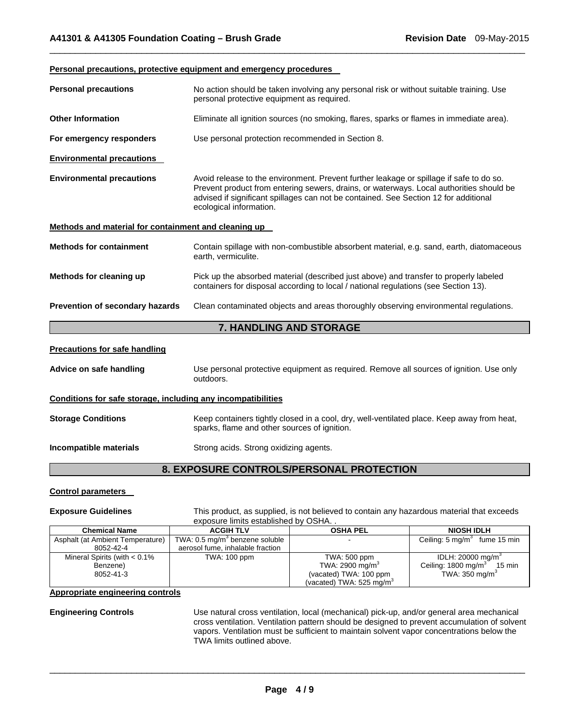**Personal precautions, protective equipment and emergency procedures**

**Personal precautions** — No action should be taken involving any personal risk or without suitable training. Use personal protective equipment as required.

**Other Information** — Eliminate all ignition sources (no smoking, flares, sparks or flames in immediate area).

**For emergency responders** — Use personal protection recommended in Section 8.

**Environmental precautions**

**Environmental precautions** — Avoid release to the environment. Prevent further leakage or spillage if safe to do so. Prevent product from entering sewers, drains, or waterways. Local authorities should be advised if significant spillages can not be contained. See Section 12 for additional ecological information.

**Methods and material for containment and cleaning up**

**Methods for containment** — Contain spillage with non-combustible absorbent material, e.g. sand, earth, diatomaceous earth, vermiculite.

**Methods for cleaning up** — Pick up the absorbed material (described just above) and transfer to properly labeled containers for disposal according to local / national regulations (see Section 13).

**Prevention of secondary hazards** — Clean contaminated objects and areas thoroughly observing environmental regulations.

## 7. HANDLING AND STORAGE

**Precautions for safe handling**

**Advice on safe handling** — Use personal protective equipment as required. Remove all sources of ignition. Use only outdoors.

**Conditions for safe storage, including any incompatibilities**

**Storage Conditions** — Keep containers tightly closed in a cool, dry, well-ventilated place. Keep away from heat, sparks, flame and other sources of ignition.

**Incompatible materials** — Strong acids. Strong oxidizing agents.

## 8. EXPOSURE CONTROLS/PERSONAL PROTECTION

**Control parameters**

**Exposure Guidelines** — This product, as supplied, is not believed to contain any hazardous material that exceeds exposure limits established by OSHA. .

| Chemical Name | ACGIH TLV | OSHA PEL | NIOSH IDLH |
|---|---|---|---|
| Asphalt (at Ambient Temperature) 8052-42-4 | TWA: 0.5 mg/m³ benzene soluble aerosol fume, inhalable fraction | - | Ceiling: 5 mg/m³ fume 15 min |
| Mineral Spirits (with < 0.1% Benzene) 8052-41-3 | TWA: 100 ppm | TWA: 500 ppm<br>TWA: 2900 mg/m³<br>(vacated) TWA: 100 ppm<br>(vacated) TWA: 525 mg/m³ | IDLH: 20000 mg/m³<br>Ceiling: 1800 mg/m³ 15 min<br>TWA: 350 mg/m³ |

**Appropriate engineering controls**

**Engineering Controls** — Use natural cross ventilation, local (mechanical) pick-up, and/or general area mechanical cross ventilation. Ventilation pattern should be designed to prevent accumulation of solvent vapors. Ventilation must be sufficient to maintain solvent vapor concentrations below the TWA limits outlined above.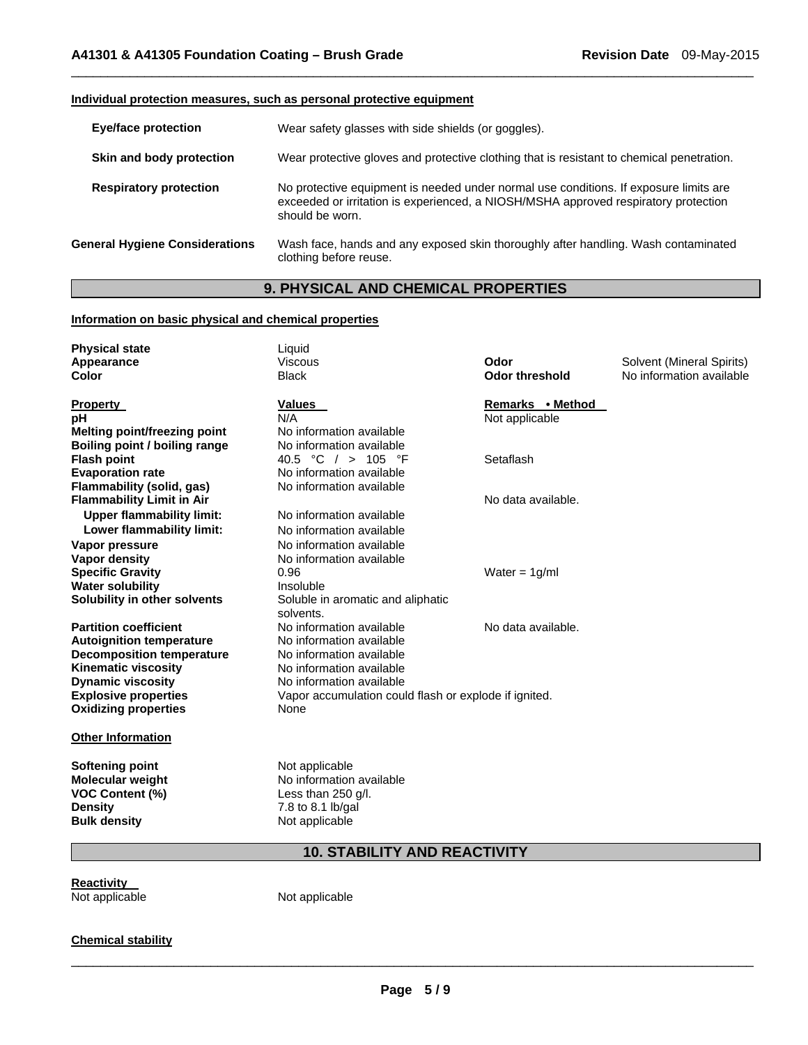#### Individual protection measures, such as personal protective equipment

| | |
|---|---|
| **Eye/face protection** | Wear safety glasses with side shields (or goggles). |
| **Skin and body protection** | Wear protective gloves and protective clothing that is resistant to chemical penetration. |
| **Respiratory protection** | No protective equipment is needed under normal use conditions. If exposure limits are exceeded or irritation is experienced, a NIOSH/MSHA approved respiratory protection should be worn. |
| **General Hygiene Considerations** | Wash face, hands and any exposed skin thoroughly after handling. Wash contaminated clothing before reuse. |

## 9. PHYSICAL AND CHEMICAL PROPERTIES

#### Information on basic physical and chemical properties

| | | | |
|---|---|---|---|
| **Physical state** | Liquid | | |
| **Appearance** | Viscous | **Odor** | Solvent (Mineral Spirits) |
| **Color** | Black | **Odor threshold** | No information available |

| **Property** | **Values** | **Remarks • Method** |
|---|---|---|
| **pH** | N/A | Not applicable |
| **Melting point/freezing point** | No information available | |
| **Boiling point / boiling range** | No information available | |
| **Flash point** | 40.5 °C / > 105 °F | Setaflash |
| **Evaporation rate** | No information available | |
| **Flammability (solid, gas)** | No information available | |
| **Flammability Limit in Air** | | No data available. |
| **Upper flammability limit:** | No information available | |
| **Lower flammability limit:** | No information available | |
| **Vapor pressure** | No information available | |
| **Vapor density** | No information available | |
| **Specific Gravity** | 0.96 | Water = 1g/ml |
| **Water solubility** | Insoluble | |
| **Solubility in other solvents** | Soluble in aromatic and aliphatic solvents. | |
| **Partition coefficient** | No information available | No data available. |
| **Autoignition temperature** | No information available | |
| **Decomposition temperature** | No information available | |
| **Kinematic viscosity** | No information available | |
| **Dynamic viscosity** | No information available | |
| **Explosive properties** | Vapor accumulation could flash or explode if ignited. | |
| **Oxidizing properties** | None | |

#### Other Information

| | |
|---|---|
| **Softening point** | Not applicable |
| **Molecular weight** | No information available |
| **VOC Content (%)** | Less than 250 g/l. |
| **Density** | 7.8 to 8.1 lb/gal |
| **Bulk density** | Not applicable |

## 10. STABILITY AND REACTIVITY

#### Reactivity

Not applicable    Not applicable

#### Chemical stability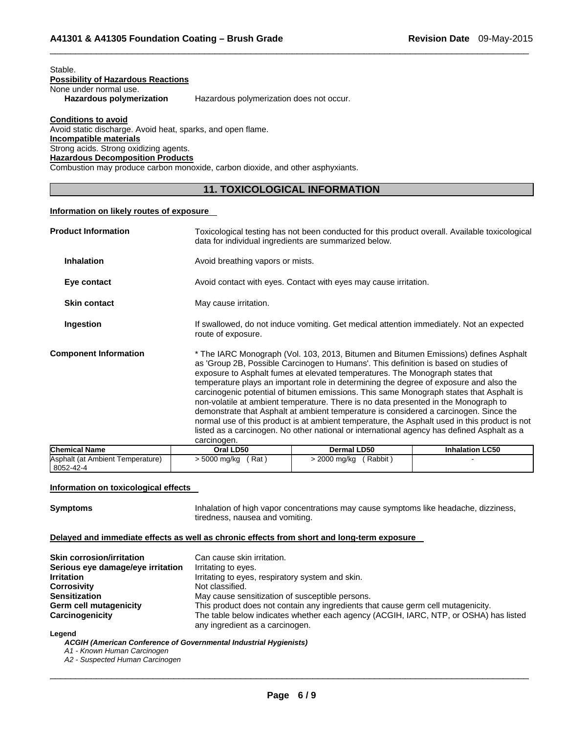Stable.

**Possibility of Hazardous Reactions**

None under normal use.

**Hazardous polymerization** Hazardous polymerization does not occur.

**Conditions to avoid**

Avoid static discharge. Avoid heat, sparks, and open flame.

**Incompatible materials**

Strong acids. Strong oxidizing agents.

**Hazardous Decomposition Products**

Combustion may produce carbon monoxide, carbon dioxide, and other asphyxiants.

## 11. TOXICOLOGICAL INFORMATION

**Information on likely routes of exposure**

**Product Information** Toxicological testing has not been conducted for this product overall. Available toxicological data for individual ingredients are summarized below.

**Inhalation** Avoid breathing vapors or mists.

**Eye contact** Avoid contact with eyes. Contact with eyes may cause irritation.

**Skin contact** May cause irritation.

**Ingestion** If swallowed, do not induce vomiting. Get medical attention immediately. Not an expected route of exposure.

**Component Information** * The IARC Monograph (Vol. 103, 2013, Bitumen and Bitumen Emissions) defines Asphalt as 'Group 2B, Possible Carcinogen to Humans'. This definition is based on studies of exposure to Asphalt fumes at elevated temperatures. The Monograph states that temperature plays an important role in determining the degree of exposure and also the carcinogenic potential of bitumen emissions. This same Monograph states that Asphalt is non-volatile at ambient temperature. There is no data presented in the Monograph to demonstrate that Asphalt at ambient temperature is considered a carcinogen. Since the normal use of this product is at ambient temperature, the Asphalt used in this product is not listed as a carcinogen. No other national or international agency has defined Asphalt as a carcinogen.

| Chemical Name | Oral LD50 | Dermal LD50 | Inhalation LC50 |
|---|---|---|---|
| Asphalt (at Ambient Temperature) 8052-42-4 | > 5000 mg/kg ( Rat ) | > 2000 mg/kg ( Rabbit ) | - |

**Information on toxicological effects**

**Symptoms** Inhalation of high vapor concentrations may cause symptoms like headache, dizziness, tiredness, nausea and vomiting.

**Delayed and immediate effects as well as chronic effects from short and long-term exposure**

**Skin corrosion/irritation** Can cause skin irritation.
**Serious eye damage/eye irritation** Irritating to eyes.
**Irritation** Irritating to eyes, respiratory system and skin.
**Corrosivity** Not classified.
**Sensitization** May cause sensitization of susceptible persons.
**Germ cell mutagenicity** This product does not contain any ingredients that cause germ cell mutagenicity.
**Carcinogenicity** The table below indicates whether each agency (ACGIH, IARC, NTP, or OSHA) has listed any ingredient as a carcinogen.

**Legend**

*ACGIH (American Conference of Governmental Industrial Hygienists)*

*A1 - Known Human Carcinogen*

*A2 - Suspected Human Carcinogen*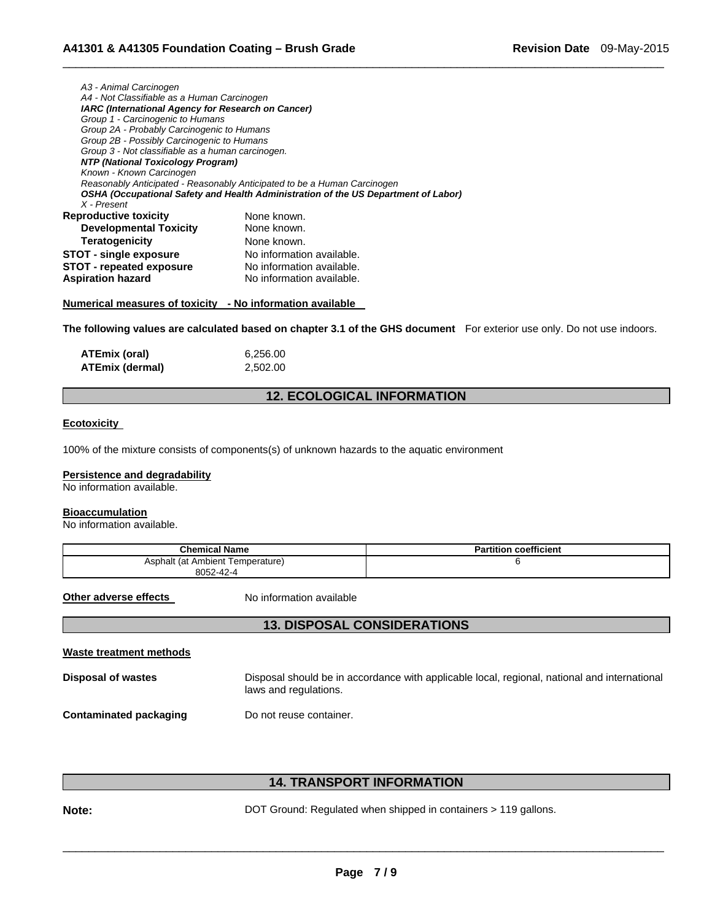*A3 - Animal Carcinogen*
*A4 - Not Classifiable as a Human Carcinogen*
***IARC (International Agency for Research on Cancer)***
*Group 1 - Carcinogenic to Humans*
*Group 2A - Probably Carcinogenic to Humans*
*Group 2B - Possibly Carcinogenic to Humans*
*Group 3 - Not classifiable as a human carcinogen.*
***NTP (National Toxicology Program)***
*Known - Known Carcinogen*
*Reasonably Anticipated - Reasonably Anticipated to be a Human Carcinogen*
***OSHA (Occupational Safety and Health Administration of the US Department of Labor)***
*X - Present*

**Reproductive toxicity** None known.
**Developmental Toxicity** None known.
**Teratogenicity** None known.
**STOT - single exposure** No information available.
**STOT - repeated exposure** No information available.
**Aspiration hazard** No information available.

**Numerical measures of toxicity - No information available**

**The following values are calculated based on chapter 3.1 of the GHS document** For exterior use only. Do not use indoors.

**ATEmix (oral)** 6,256.00
**ATEmix (dermal)** 2,502.00

## 12. ECOLOGICAL INFORMATION

**Ecotoxicity**

100% of the mixture consists of components(s) of unknown hazards to the aquatic environment

**Persistence and degradability**
No information available.

**Bioaccumulation**
No information available.

| Chemical Name | Partition coefficient |
|---|---|
| Asphalt (at Ambient Temperature) 8052-42-4 | 6 |

**Other adverse effects** No information available

## 13. DISPOSAL CONSIDERATIONS

**Waste treatment methods**

**Disposal of wastes** Disposal should be in accordance with applicable local, regional, national and international laws and regulations.

**Contaminated packaging** Do not reuse container.

## 14. TRANSPORT INFORMATION

**Note:** DOT Ground: Regulated when shipped in containers > 119 gallons.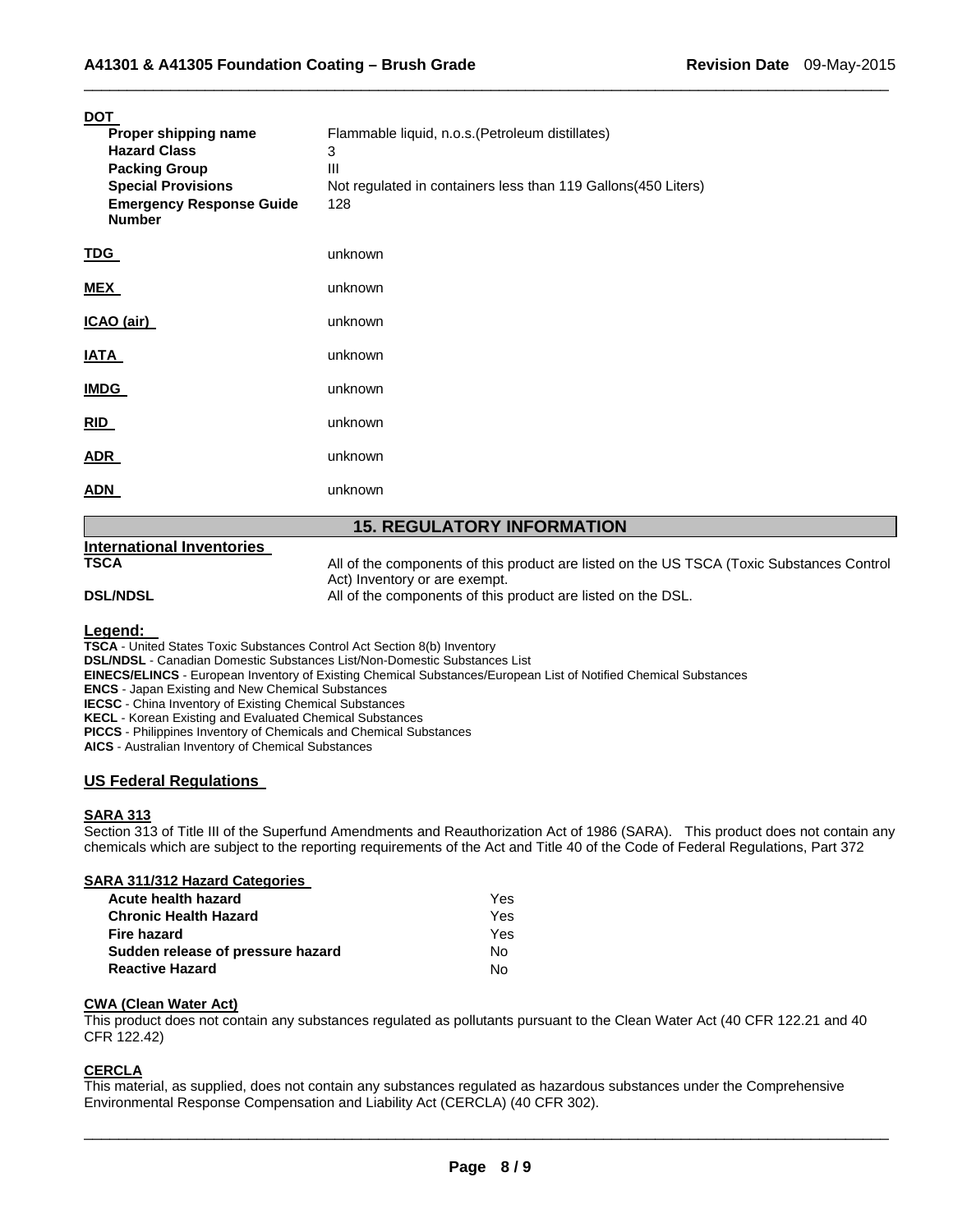**DOT**

| | |
|---|---|
| **Proper shipping name** | Flammable liquid, n.o.s.(Petroleum distillates) |
| **Hazard Class** | 3 |
| **Packing Group** | III |
| **Special Provisions** | Not regulated in containers less than 119 Gallons(450 Liters) |
| **Emergency Response Guide Number** | 128 |

**TDG** unknown

**MEX** unknown

**ICAO (air)** unknown

**IATA** unknown

**IMDG** unknown

**RID** unknown

**ADR** unknown

**ADN** unknown

## 15. REGULATORY INFORMATION

**International Inventories**

| | |
|---|---|
| **TSCA** | All of the components of this product are listed on the US TSCA (Toxic Substances Control Act) Inventory or are exempt. |
| **DSL/NDSL** | All of the components of this product are listed on the DSL. |

**Legend:**

**TSCA** - United States Toxic Substances Control Act Section 8(b) Inventory
**DSL/NDSL** - Canadian Domestic Substances List/Non-Domestic Substances List
**EINECS/ELINCS** - European Inventory of Existing Chemical Substances/European List of Notified Chemical Substances
**ENCS** - Japan Existing and New Chemical Substances
**IECSC** - China Inventory of Existing Chemical Substances
**KECL** - Korean Existing and Evaluated Chemical Substances
**PICCS** - Philippines Inventory of Chemicals and Chemical Substances
**AICS** - Australian Inventory of Chemical Substances

### US Federal Regulations

**SARA 313**

Section 313 of Title III of the Superfund Amendments and Reauthorization Act of 1986 (SARA). This product does not contain any chemicals which are subject to the reporting requirements of the Act and Title 40 of the Code of Federal Regulations, Part 372

**SARA 311/312 Hazard Categories**

| | |
|---|---|
| **Acute health hazard** | Yes |
| **Chronic Health Hazard** | Yes |
| **Fire hazard** | Yes |
| **Sudden release of pressure hazard** | No |
| **Reactive Hazard** | No |

**CWA (Clean Water Act)**

This product does not contain any substances regulated as pollutants pursuant to the Clean Water Act (40 CFR 122.21 and 40 CFR 122.42)

**CERCLA**

This material, as supplied, does not contain any substances regulated as hazardous substances under the Comprehensive Environmental Response Compensation and Liability Act (CERCLA) (40 CFR 302).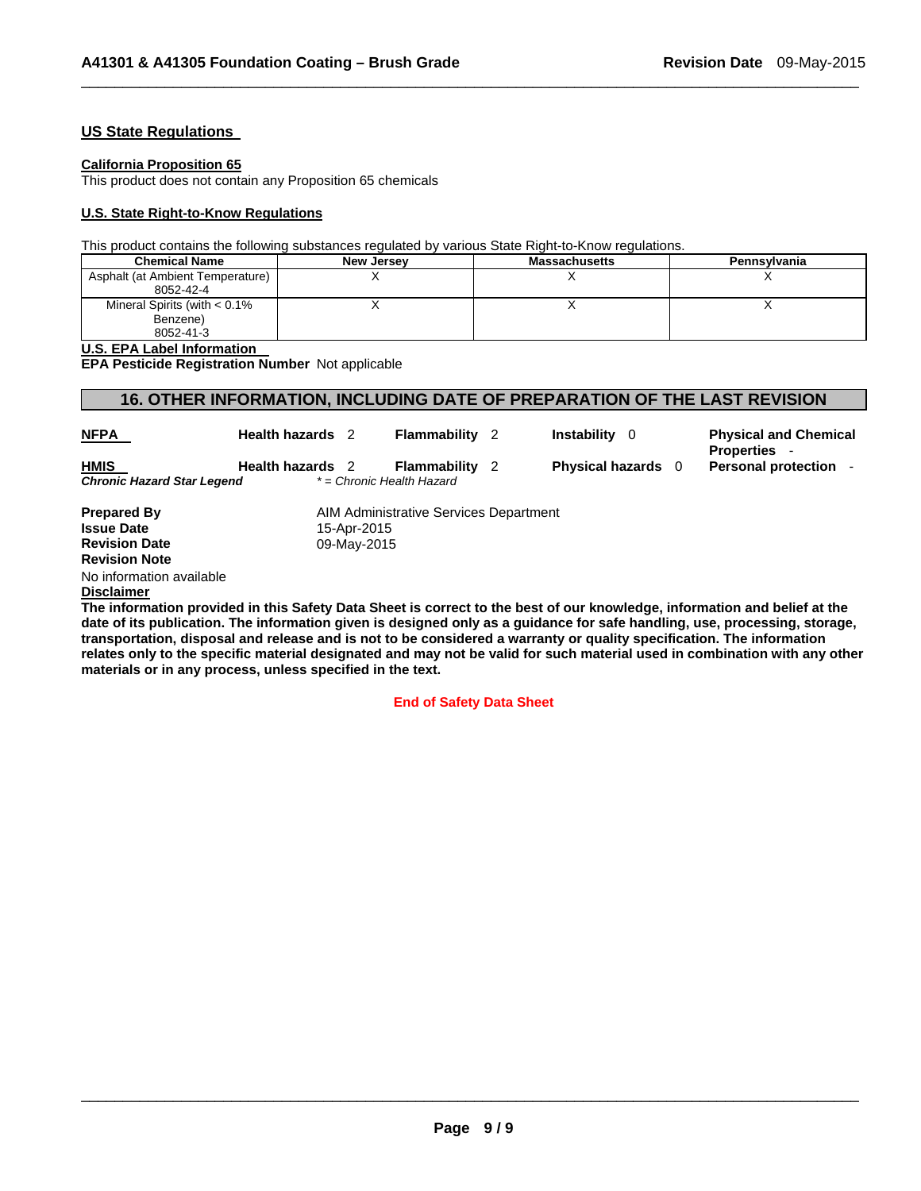## US State Regulations

**California Proposition 65**

This product does not contain any Proposition 65 chemicals

**U.S. State Right-to-Know Regulations**

This product contains the following substances regulated by various State Right-to-Know regulations.

| Chemical Name | New Jersey | Massachusetts | Pennsylvania |
|---|---|---|---|
| Asphalt (at Ambient Temperature) 8052-42-4 | X | X | X |
| Mineral Spirits (with < 0.1% Benzene) 8052-41-3 | X | X | X |

**U.S. EPA Label Information**

**EPA Pesticide Registration Number** Not applicable

## 16. OTHER INFORMATION, INCLUDING DATE OF PREPARATION OF THE LAST REVISION

| | | | | |
|---|---|---|---|---|
| **NFPA** | **Health hazards** 2 | **Flammability** 2 | **Instability** 0 | **Physical and Chemical Properties** - |
| **HMIS** | **Health hazards** 2 | **Flammability** 2 | **Physical hazards** 0 | **Personal protection** - |

***Chronic Hazard Star Legend*** *\* = Chronic Health Hazard*

**Prepared By** AIM Administrative Services Department

**Issue Date** 15-Apr-2015

**Revision Date** 09-May-2015

**Revision Note**

No information available

**Disclaimer**

**The information provided in this Safety Data Sheet is correct to the best of our knowledge, information and belief at the date of its publication. The information given is designed only as a guidance for safe handling, use, processing, storage, transportation, disposal and release and is not to be considered a warranty or quality specification. The information relates only to the specific material designated and may not be valid for such material used in combination with any other materials or in any process, unless specified in the text.**

**End of Safety Data Sheet**